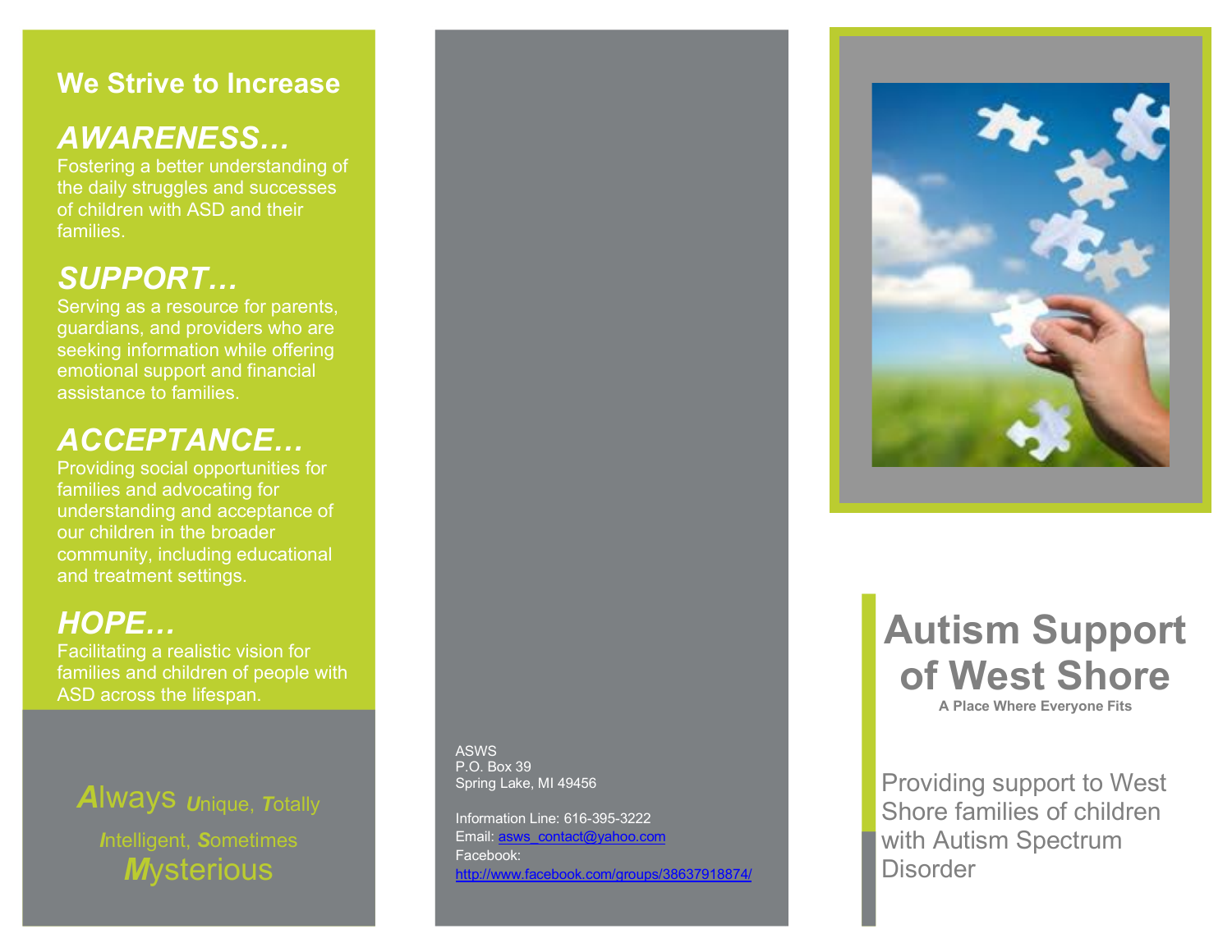## We Strive to Increase

### *AWARENESS…*

Fostering a better understanding of the daily struggles and successes of children with ASD and their families.

### *SUPPORT…*

Serving as a resource for parents, guardians, and providers who are seeking information while offering emotional support and financial assistance to families.

### *ACCEPTANCE…*

Providing social opportunities for families and advocating for understanding and acceptance of our children in the broader community, including educational and treatment settings.

### *HOPE…*

Facilitating a realistic vision for families and children of people with ASD across the lifespan.

***A**lways **U**nique, **T**otally **I**ntelligent, **S**ometimes **M**ysterious*

ASWS
P.O. Box 39
Spring Lake, MI 49456

Information Line: 616-395-3222
Email: asws_contact@yahoo.com
Facebook:
http://www.facebook.com/groups/38637918874/

# Autism Support of West Shore

**A Place Where Everyone Fits**

Providing support to West Shore families of children with Autism Spectrum Disorder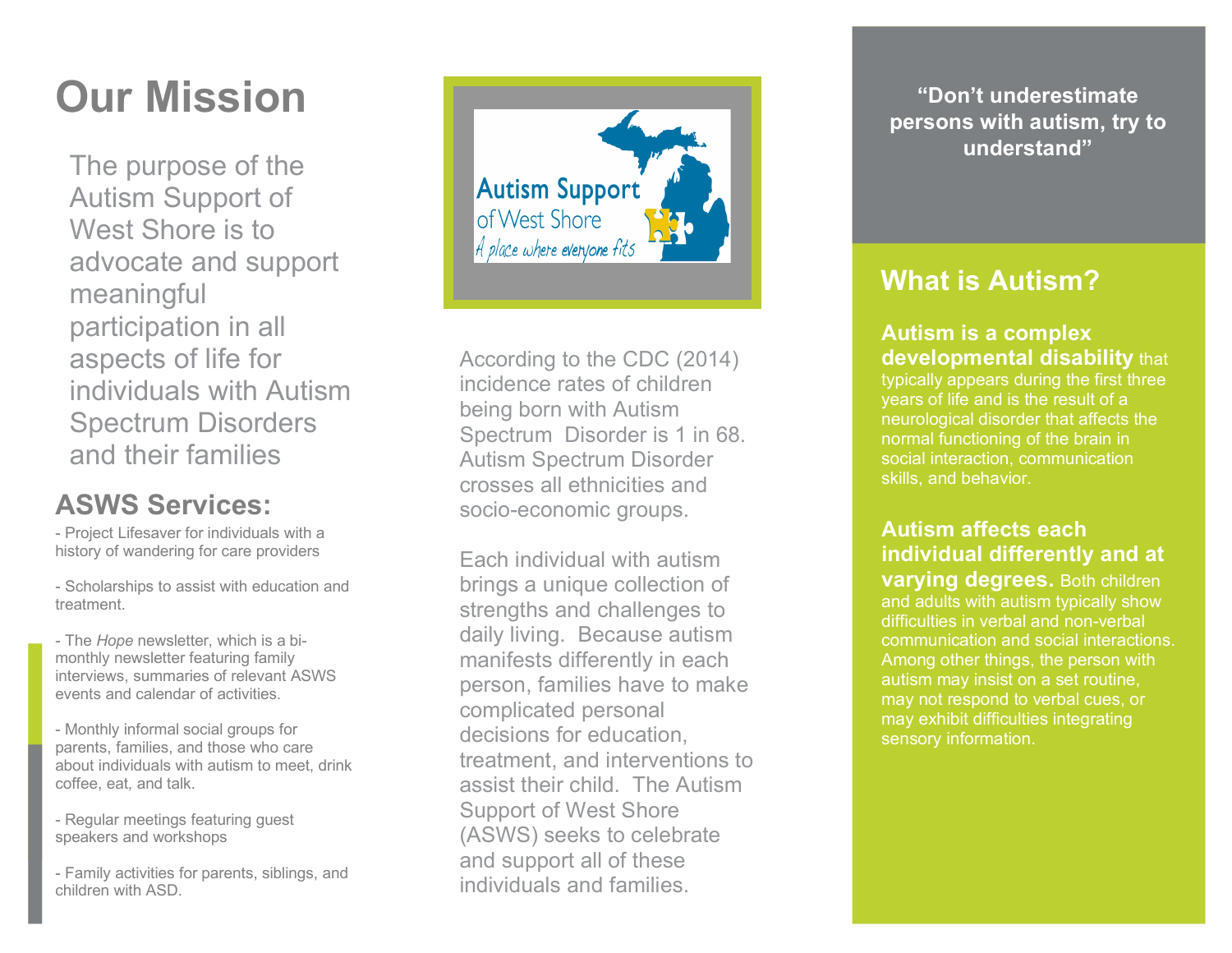# Our Mission

The purpose of the Autism Support of West Shore is to advocate and support meaningful participation in all aspects of life for individuals with Autism Spectrum Disorders and their families

## ASWS Services:

- Project Lifesaver for individuals with a history of wandering for care providers

- Scholarships to assist with education and treatment.

- The *Hope* newsletter, which is a bi-monthly newsletter featuring family interviews, summaries of relevant ASWS events and calendar of activities.

- Monthly informal social groups for parents, families, and those who care about individuals with autism to meet, drink coffee, eat, and talk.

- Regular meetings featuring guest speakers and workshops

- Family activities for parents, siblings, and children with ASD.

Autism Support of West Shore
A place where everyone fits

According to the CDC (2014) incidence rates of children being born with Autism Spectrum Disorder is 1 in 68. Autism Spectrum Disorder crosses all ethnicities and socio-economic groups.

Each individual with autism brings a unique collection of strengths and challenges to daily living. Because autism manifests differently in each person, families have to make complicated personal decisions for education, treatment, and interventions to assist their child. The Autism Support of West Shore (ASWS) seeks to celebrate and support all of these individuals and families.

**"Don't underestimate persons with autism, try to understand"**

## What is Autism?

**Autism is a complex developmental disability** that typically appears during the first three years of life and is the result of a neurological disorder that affects the normal functioning of the brain in social interaction, communication skills, and behavior.

**Autism affects each individual differently and at varying degrees.** Both children and adults with autism typically show difficulties in verbal and non-verbal communication and social interactions. Among other things, the person with autism may insist on a set routine, may not respond to verbal cues, or may exhibit difficulties integrating sensory information.